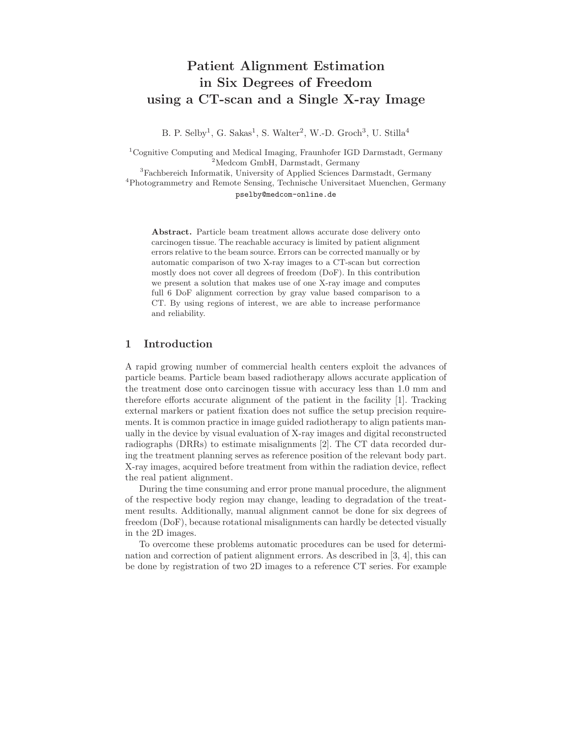# Patient Alignment Estimation in Six Degrees of Freedom using a CT-scan and a Single X-ray Image

B. P. Selby[1], G. Sakas[1], S. Walter[2], W.-D. Groch[3], U. Stilla[4]

[1]Cognitive Computing and Medical Imaging, Fraunhofer IGD Darmstadt, Germany
[2]Medcom GmbH, Darmstadt, Germany
[3]Fachbereich Informatik, University of Applied Sciences Darmstadt, Germany
[4]Photogrammetry and Remote Sensing, Technische Universitaet Muenchen, Germany
pselby@medcom-online.de

**Abstract.** Particle beam treatment allows accurate dose delivery onto carcinogen tissue. The reachable accuracy is limited by patient alignment errors relative to the beam source. Errors can be corrected manually or by automatic comparison of two X-ray images to a CT-scan but correction mostly does not cover all degrees of freedom (DoF). In this contribution we present a solution that makes use of one X-ray image and computes full 6 DoF alignment correction by gray value based comparison to a CT. By using regions of interest, we are able to increase performance and reliability.

## 1 Introduction

A rapid growing number of commercial health centers exploit the advances of particle beams. Particle beam based radiotherapy allows accurate application of the treatment dose onto carcinogen tissue with accuracy less than 1.0 mm and therefore efforts accurate alignment of the patient in the facility [1]. Tracking external markers or patient fixation does not suffice the setup precision requirements. It is common practice in image guided radiotherapy to align patients manually in the device by visual evaluation of X-ray images and digital reconstructed radiographs (DRRs) to estimate misalignments [2]. The CT data recorded during the treatment planning serves as reference position of the relevant body part. X-ray images, acquired before treatment from within the radiation device, reflect the real patient alignment.

During the time consuming and error prone manual procedure, the alignment of the respective body region may change, leading to degradation of the treatment results. Additionally, manual alignment cannot be done for six degrees of freedom (DoF), because rotational misalignments can hardly be detected visually in the 2D images.

To overcome these problems automatic procedures can be used for determination and correction of patient alignment errors. As described in [3, 4], this can be done by registration of two 2D images to a reference CT series. For example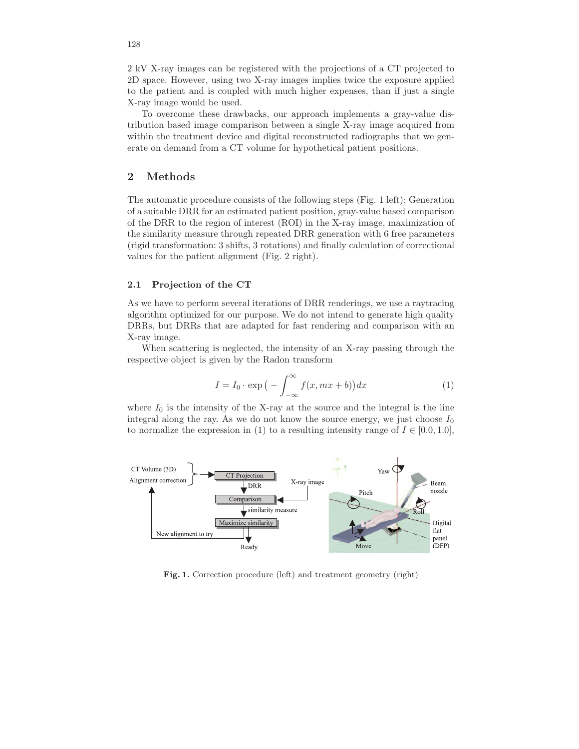2 kV X-ray images can be registered with the projections of a CT projected to 2D space. However, using two X-ray images implies twice the exposure applied to the patient and is coupled with much higher expenses, than if just a single X-ray image would be used.

To overcome these drawbacks, our approach implements a gray-value distribution based image comparison between a single X-ray image acquired from within the treatment device and digital reconstructed radiographs that we generate on demand from a CT volume for hypothetical patient positions.

## 2 Methods

The automatic procedure consists of the following steps (Fig. 1 left): Generation of a suitable DRR for an estimated patient position, gray-value based comparison of the DRR to the region of interest (ROI) in the X-ray image, maximization of the similarity measure through repeated DRR generation with 6 free parameters (rigid transformation: 3 shifts, 3 rotations) and finally calculation of correctional values for the patient alignment (Fig. 2 right).

### 2.1 Projection of the CT

As we have to perform several iterations of DRR renderings, we use a raytracing algorithm optimized for our purpose. We do not intend to generate high quality DRRs, but DRRs that are adapted for fast rendering and comparison with an X-ray image.

When scattering is neglected, the intensity of an X-ray passing through the respective object is given by the Radon transform

$$I = I_0 \cdot \exp\big(-\int_{-\infty}^{\infty} f(x, mx + b)\big)dx \tag{1}$$

where $I_0$ is the intensity of the X-ray at the source and the integral is the line integral along the ray. As we do not know the source energy, we just choose $I_0$ to normalize the expression in (1) to a resulting intensity range of $I \in [0.0, 1.0]$,

Fig. 1. Correction procedure (left) and treatment geometry (right)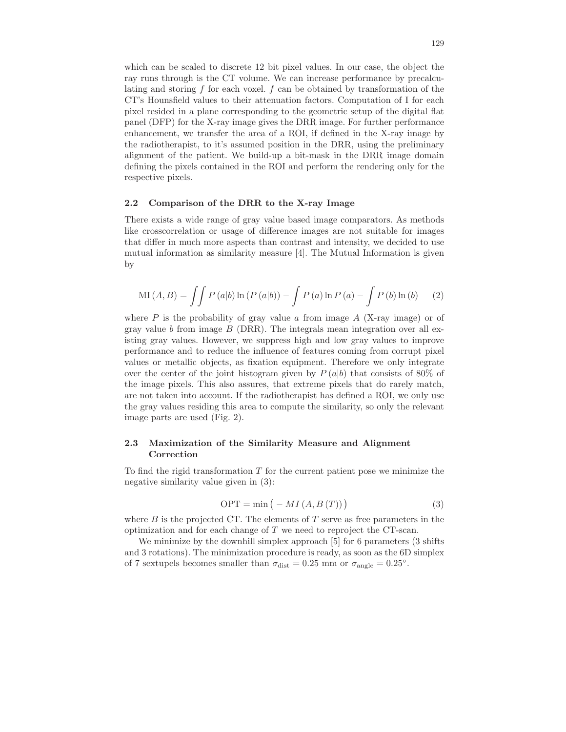which can be scaled to discrete 12 bit pixel values. In our case, the object the ray runs through is the CT volume. We can increase performance by precalculating and storing $f$ for each voxel. $f$ can be obtained by transformation of the CT's Hounsfield values to their attenuation factors. Computation of I for each pixel resided in a plane corresponding to the geometric setup of the digital flat panel (DFP) for the X-ray image gives the DRR image. For further performance enhancement, we transfer the area of a ROI, if defined in the X-ray image by the radiotherapist, to it's assumed position in the DRR, using the preliminary alignment of the patient. We build-up a bit-mask in the DRR image domain defining the pixels contained in the ROI and perform the rendering only for the respective pixels.

### 2.2 Comparison of the DRR to the X-ray Image

There exists a wide range of gray value based image comparators. As methods like crosscorrelation or usage of difference images are not suitable for images that differ in much more aspects than contrast and intensity, we decided to use mutual information as similarity measure [4]. The Mutual Information is given by

$$\mathrm{MI}\,(A,B) = \iint P\,(a|b)\ln\left(P\,(a|b)\right) - \int P\,(a)\ln P\,(a) - \int P\,(b)\ln\left(b\right) \qquad (2)$$

where $P$ is the probability of gray value $a$ from image $A$ (X-ray image) or of gray value $b$ from image $B$ (DRR). The integrals mean integration over all existing gray values. However, we suppress high and low gray values to improve performance and to reduce the influence of features coming from corrupt pixel values or metallic objects, as fixation equipment. Therefore we only integrate over the center of the joint histogram given by $P\,(a|b)$ that consists of 80% of the image pixels. This also assures, that extreme pixels that do rarely match, are not taken into account. If the radiotherapist has defined a ROI, we only use the gray values residing this area to compute the similarity, so only the relevant image parts are used (Fig. 2).

### 2.3 Maximization of the Similarity Measure and Alignment Correction

To find the rigid transformation $T$ for the current patient pose we minimize the negative similarity value given in (3):

$$\mathrm{OPT} = \min\left(-\,MI\,(A, B\,(T))\right) \qquad (3)$$

where $B$ is the projected CT. The elements of $T$ serve as free parameters in the optimization and for each change of $T$ we need to reproject the CT-scan.

We minimize by the downhill simplex approach [5] for 6 parameters (3 shifts and 3 rotations). The minimization procedure is ready, as soon as the 6D simplex of 7 sextupels becomes smaller than $\sigma_{\text{dist}} = 0.25$ mm or $\sigma_{\text{angle}} = 0.25°$.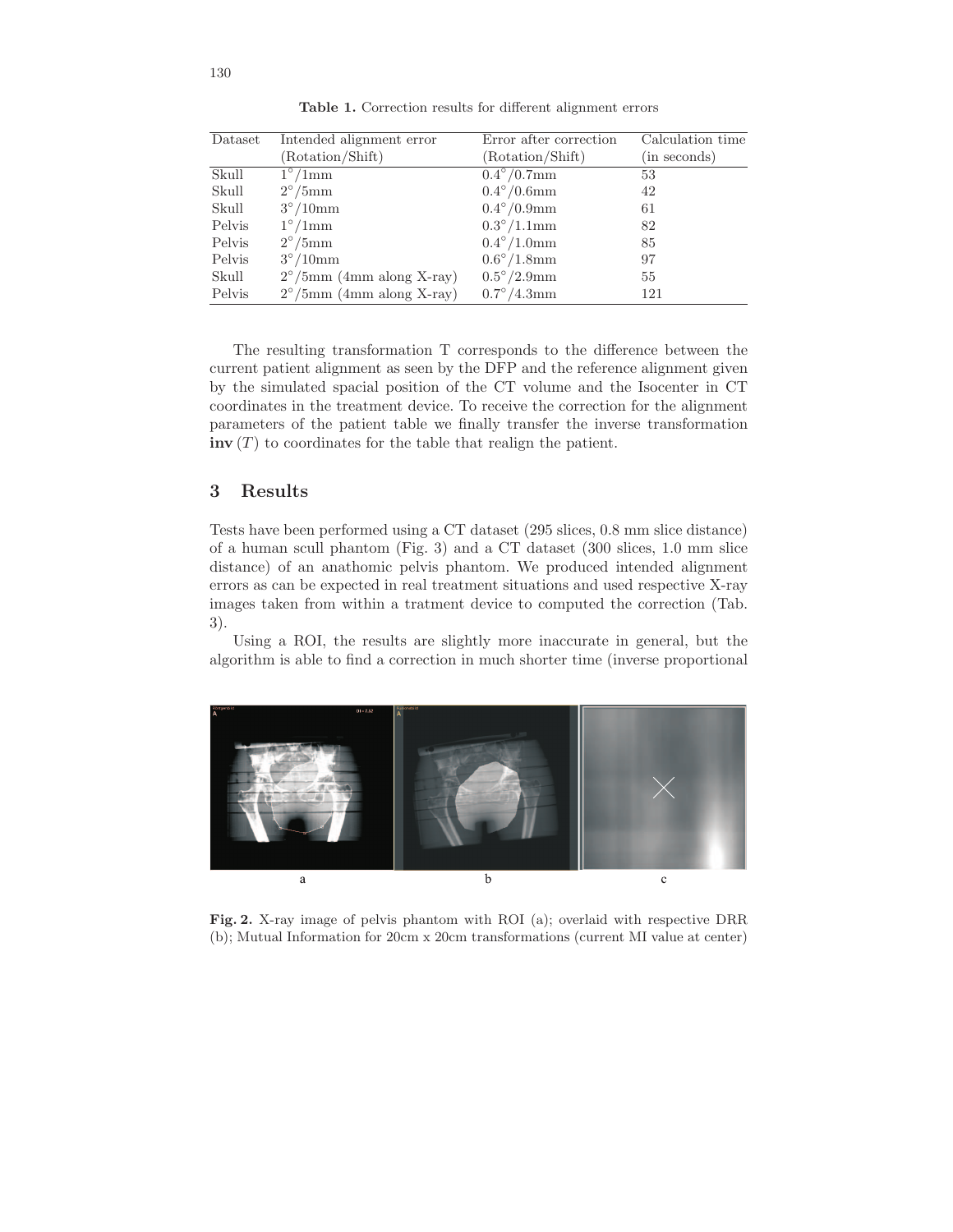**Table 1.** Correction results for different alignment errors

| Dataset | Intended alignment error (Rotation/Shift) | Error after correction (Rotation/Shift) | Calculation time (in seconds) |
|---|---|---|---|
| Skull | $1^\circ$/1mm | $0.4^\circ$/0.7mm | 53 |
| Skull | $2^\circ$/5mm | $0.4^\circ$/0.6mm | 42 |
| Skull | $3^\circ$/10mm | $0.4^\circ$/0.9mm | 61 |
| Pelvis | $1^\circ$/1mm | $0.3^\circ$/1.1mm | 82 |
| Pelvis | $2^\circ$/5mm | $0.4^\circ$/1.0mm | 85 |
| Pelvis | $3^\circ$/10mm | $0.6^\circ$/1.8mm | 97 |
| Skull | $2^\circ$/5mm (4mm along X-ray) | $0.5^\circ$/2.9mm | 55 |
| Pelvis | $2^\circ$/5mm (4mm along X-ray) | $0.7^\circ$/4.3mm | 121 |

The resulting transformation T corresponds to the difference between the current patient alignment as seen by the DFP and the reference alignment given by the simulated spacial position of the CT volume and the Isocenter in CT coordinates in the treatment device. To receive the correction for the alignment parameters of the patient table we finally transfer the inverse transformation $\mathbf{inv}(T)$ to coordinates for the table that realign the patient.

## 3 Results

Tests have been performed using a CT dataset (295 slices, 0.8 mm slice distance) of a human scull phantom (Fig. 3) and a CT dataset (300 slices, 1.0 mm slice distance) of an anathomic pelvis phantom. We produced intended alignment errors as can be expected in real treatment situations and used respective X-ray images taken from within a tratment device to computed the correction (Tab. 3).

Using a ROI, the results are slightly more inaccurate in general, but the algorithm is able to find a correction in much shorter time (inverse proportional

**Fig. 2.** X-ray image of pelvis phantom with ROI (a); overlaid with respective DRR (b); Mutual Information for 20cm x 20cm transformations (current MI value at center)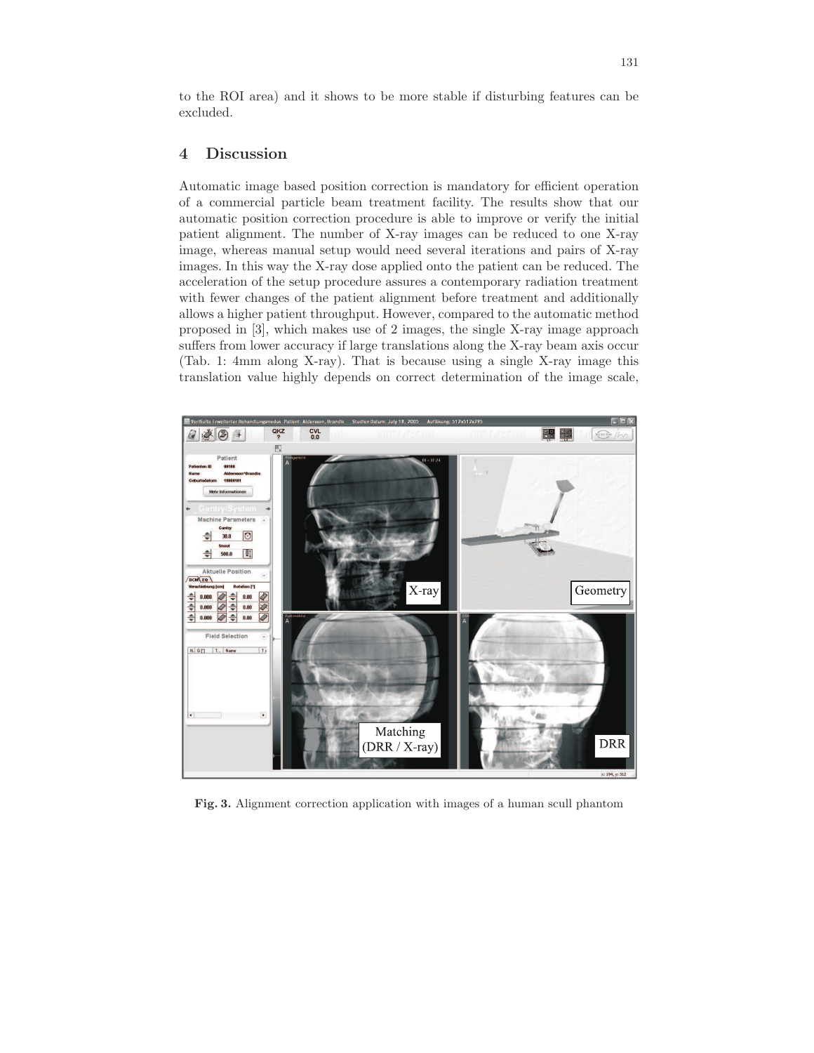to the ROI area) and it shows to be more stable if disturbing features can be excluded.

## 4 Discussion

Automatic image based position correction is mandatory for efficient operation of a commercial particle beam treatment facility. The results show that our automatic position correction procedure is able to improve or verify the initial patient alignment. The number of X-ray images can be reduced to one X-ray image, whereas manual setup would need several iterations and pairs of X-ray images. In this way the X-ray dose applied onto the patient can be reduced. The acceleration of the setup procedure assures a contemporary radiation treatment with fewer changes of the patient alignment before treatment and additionally allows a higher patient throughput. However, compared to the automatic method proposed in [3], which makes use of 2 images, the single X-ray image approach suffers from lower accuracy if large translations along the X-ray beam axis occur (Tab. 1: 4mm along X-ray). That is because using a single X-ray image this translation value highly depends on correct determination of the image scale,

**Fig. 3.** Alignment correction application with images of a human scull phantom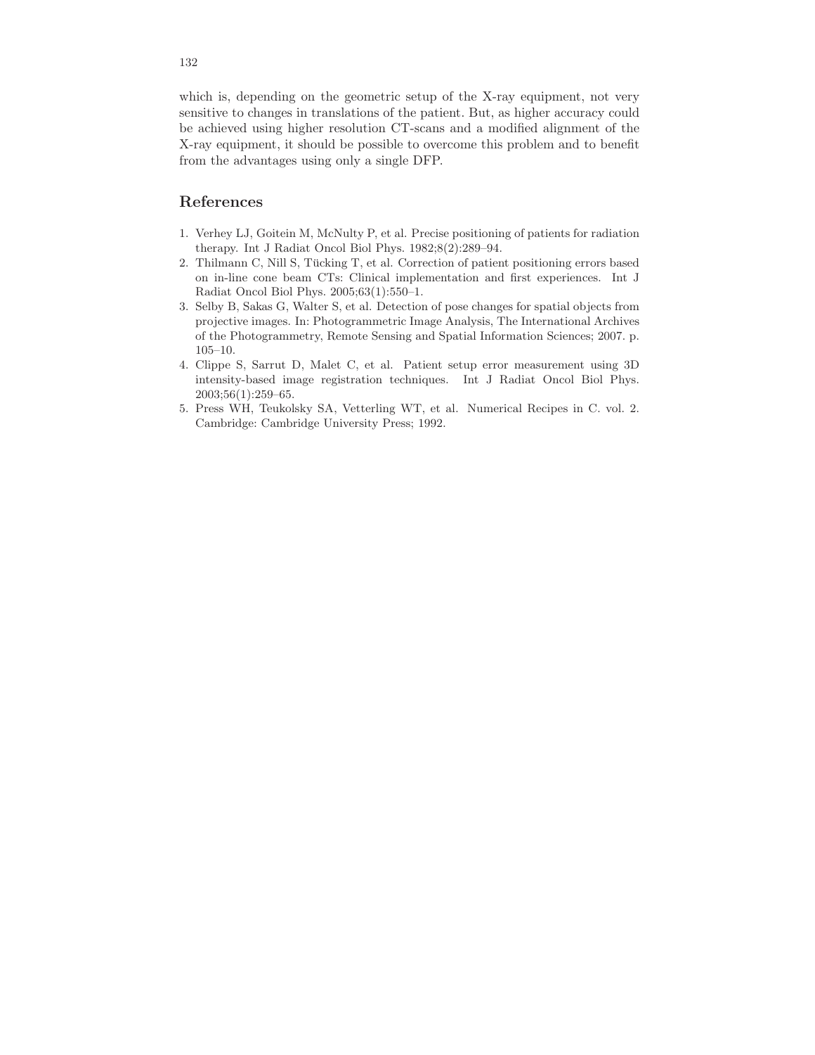which is, depending on the geometric setup of the X-ray equipment, not very sensitive to changes in translations of the patient. But, as higher accuracy could be achieved using higher resolution CT-scans and a modified alignment of the X-ray equipment, it should be possible to overcome this problem and to benefit from the advantages using only a single DFP.

## References

1. Verhey LJ, Goitein M, McNulty P, et al. Precise positioning of patients for radiation therapy. Int J Radiat Oncol Biol Phys. 1982;8(2):289–94.
2. Thilmann C, Nill S, Tücking T, et al. Correction of patient positioning errors based on in-line cone beam CTs: Clinical implementation and first experiences. Int J Radiat Oncol Biol Phys. 2005;63(1):550–1.
3. Selby B, Sakas G, Walter S, et al. Detection of pose changes for spatial objects from projective images. In: Photogrammetric Image Analysis, The International Archives of the Photogrammetry, Remote Sensing and Spatial Information Sciences; 2007. p. 105–10.
4. Clippe S, Sarrut D, Malet C, et al. Patient setup error measurement using 3D intensity-based image registration techniques. Int J Radiat Oncol Biol Phys. 2003;56(1):259–65.
5. Press WH, Teukolsky SA, Vetterling WT, et al. Numerical Recipes in C. vol. 2. Cambridge: Cambridge University Press; 1992.